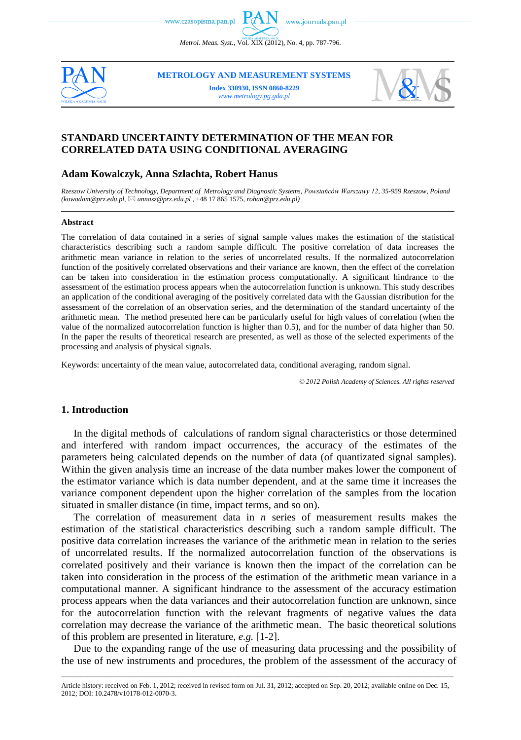# STANDARD UNCERTAINTY DETERMINATION OF THE MEAN FOR CORRELATED DATA USING CONDITIONAL AVERAGING

## Adam Kowalczyk, Anna Szlachta, Robert Hanus

*Rzeszow University of Technology, Department of Metrology and Diagnostic Systems, Powstańców Warszawy 12, 35-959 Rzeszow, Poland (kowadam@prz.edu.pl, ✉ annasz@prz.edu.pl , +48 17 865 1575, rohan@prz.edu.pl)*

### Abstract

The correlation of data contained in a series of signal sample values makes the estimation of the statistical characteristics describing such a random sample difficult. The positive correlation of data increases the arithmetic mean variance in relation to the series of uncorrelated results. If the normalized autocorrelation function of the positively correlated observations and their variance are known, then the effect of the correlation can be taken into consideration in the estimation process computationally. A significant hindrance to the assessment of the estimation process appears when the autocorrelation function is unknown. This study describes an application of the conditional averaging of the positively correlated data with the Gaussian distribution for the assessment of the correlation of an observation series, and the determination of the standard uncertainty of the arithmetic mean. The method presented here can be particularly useful for high values of correlation (when the value of the normalized autocorrelation function is higher than 0.5), and for the number of data higher than 50. In the paper the results of theoretical research are presented, as well as those of the selected experiments of the processing and analysis of physical signals.

Keywords: uncertainty of the mean value, autocorrelated data, conditional averaging, random signal.

*© 2012 Polish Academy of Sciences. All rights reserved*

## 1. Introduction

In the digital methods of calculations of random signal characteristics or those determined and interfered with random impact occurrences, the accuracy of the estimates of the parameters being calculated depends on the number of data (of quantizated signal samples). Within the given analysis time an increase of the data number makes lower the component of the estimator variance which is data number dependent, and at the same time it increases the variance component dependent upon the higher correlation of the samples from the location situated in smaller distance (in time, impact terms, and so on).

The correlation of measurement data in $n$ series of measurement results makes the estimation of the statistical characteristics describing such a random sample difficult. The positive data correlation increases the variance of the arithmetic mean in relation to the series of uncorrelated results. If the normalized autocorrelation function of the observations is correlated positively and their variance is known then the impact of the correlation can be taken into consideration in the process of the estimation of the arithmetic mean variance in a computational manner. A significant hindrance to the assessment of the accuracy estimation process appears when the data variances and their autocorrelation function are unknown, since for the autocorrelation function with the relevant fragments of negative values the data correlation may decrease the variance of the arithmetic mean. The basic theoretical solutions of this problem are presented in literature, *e.g.* [1-2].

Due to the expanding range of the use of measuring data processing and the possibility of the use of new instruments and procedures, the problem of the assessment of the accuracy of

---

Article history: received on Feb. 1, 2012; received in revised form on Jul. 31, 2012; accepted on Sep. 20, 2012; available online on Dec. 15, 2012; DOI: 10.2478/v10178-012-0070-3.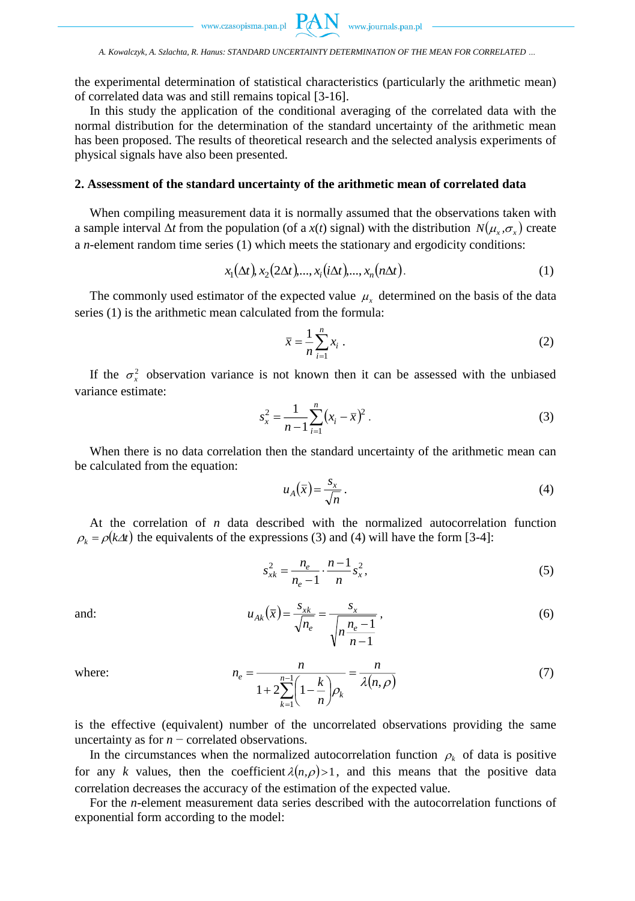the experimental determination of statistical characteristics (particularly the arithmetic mean) of correlated data was and still remains topical [3-16].

In this study the application of the conditional averaging of the correlated data with the normal distribution for the determination of the standard uncertainty of the arithmetic mean has been proposed. The results of theoretical research and the selected analysis experiments of physical signals have also been presented.

## 2. Assessment of the standard uncertainty of the arithmetic mean of correlated data

When compiling measurement data it is normally assumed that the observations taken with a sample interval $\Delta t$ from the population (of a $x(t)$ signal) with the distribution $N(\mu_x, \sigma_x)$ create a $n$-element random time series (1) which meets the stationary and ergodicity conditions:

$$x_1(\Delta t), x_2(2\Delta t), \ldots, x_i(i\Delta t), \ldots, x_n(n\Delta t). \tag{1}$$

The commonly used estimator of the expected value $\mu_x$ determined on the basis of the data series (1) is the arithmetic mean calculated from the formula:

$$\bar{x} = \frac{1}{n}\sum_{i=1}^{n} x_i\,. \tag{2}$$

If the $\sigma_x^2$ observation variance is not known then it can be assessed with the unbiased variance estimate:

$$s_x^2 = \frac{1}{n-1}\sum_{i=1}^{n}(x_i - \bar{x})^2\,. \tag{3}$$

When there is no data correlation then the standard uncertainty of the arithmetic mean can be calculated from the equation:

$$u_A(\bar{x}) = \frac{s_x}{\sqrt{n}}\,. \tag{4}$$

At the correlation of $n$ data described with the normalized autocorrelation function $\rho_k = \rho(k\Delta t)$ the equivalents of the expressions (3) and (4) will have the form [3-4]:

$$s_{xk}^2 = \frac{n_e}{n_e - 1}\cdot\frac{n-1}{n}s_x^2\,, \tag{5}$$

and:

$$u_{Ak}(\bar{x}) = \frac{s_{xk}}{\sqrt{n_e}} = \frac{s_x}{\sqrt{n\dfrac{n_e - 1}{n-1}}}\,, \tag{6}$$

where:

$$n_e = \frac{n}{1 + 2\sum_{k=1}^{n-1}\left(1 - \frac{k}{n}\right)\rho_k} = \frac{n}{\lambda(n,\rho)} \tag{7}$$

is the effective (equivalent) number of the uncorrelated observations providing the same uncertainty as for $n$ − correlated observations.

In the circumstances when the normalized autocorrelation function $\rho_k$ of data is positive for any $k$ values, then the coefficient $\lambda(n,\rho) > 1$, and this means that the positive data correlation decreases the accuracy of the estimation of the expected value.

For the $n$-element measurement data series described with the autocorrelation functions of exponential form according to the model: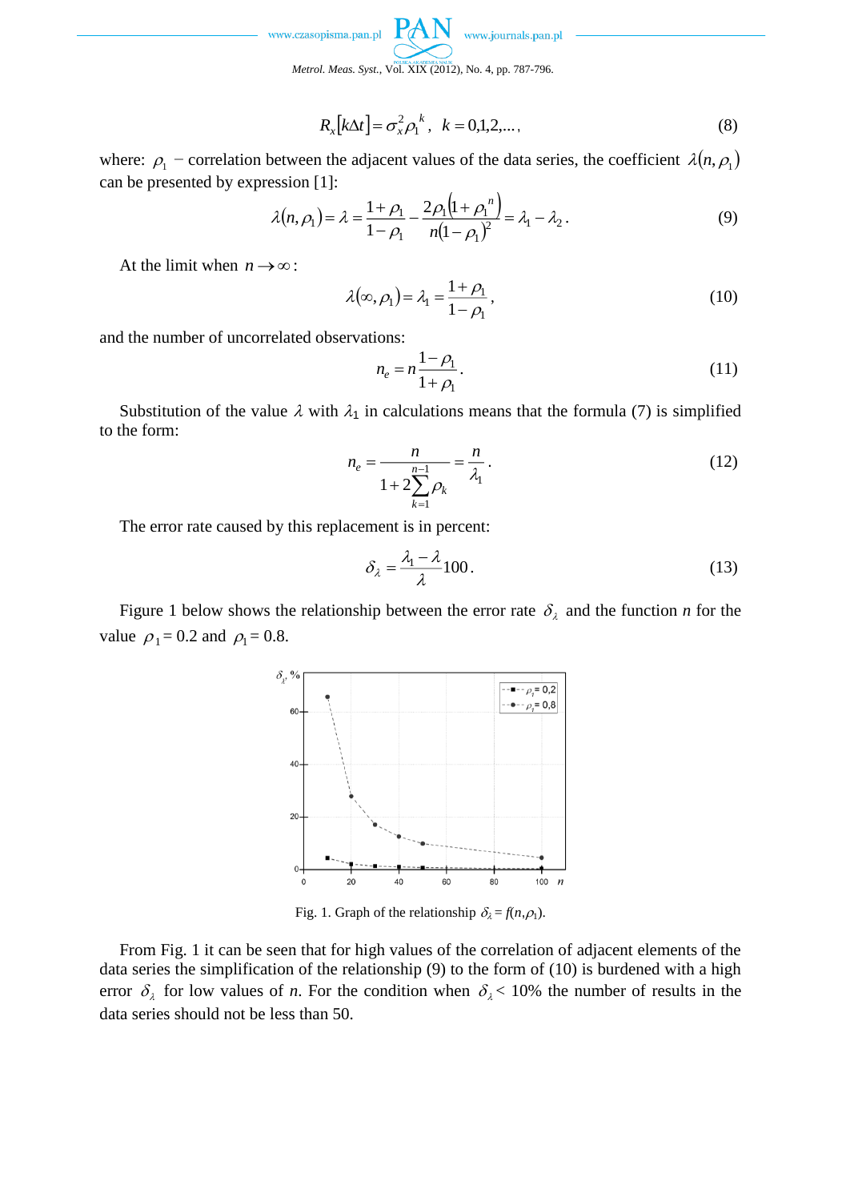$$R_x[k\Delta t] = \sigma_x^2 \rho_1^{\,k}, \;\; k = 0,1,2,..., \tag{8}$$

where: $\rho_1$ − correlation between the adjacent values of the data series, the coefficient $\lambda(n,\rho_1)$ can be presented by expression [1]:

$$\lambda(n,\rho_1) = \lambda = \frac{1+\rho_1}{1-\rho_1} - \frac{2\rho_1\left(1+\rho_1^{\,n}\right)}{n(1-\rho_1)^2} = \lambda_1 - \lambda_2 . \tag{9}$$

At the limit when $n \to \infty$:

$$\lambda(\infty,\rho_1) = \lambda_1 = \frac{1+\rho_1}{1-\rho_1}, \tag{10}$$

and the number of uncorrelated observations:

$$n_e = n\frac{1-\rho_1}{1+\rho_1}. \tag{11}$$

Substitution of the value $\lambda$ with $\lambda_1$ in calculations means that the formula (7) is simplified to the form:

$$n_e = \frac{n}{1+2\sum_{k=1}^{n-1}\rho_k} = \frac{n}{\lambda_1}. \tag{12}$$

The error rate caused by this replacement is in percent:

$$\delta_\lambda = \frac{\lambda_1 - \lambda}{\lambda}100. \tag{13}$$

Figure 1 below shows the relationship between the error rate $\delta_\lambda$ and the function $n$ for the value $\rho_1 = 0.2$ and $\rho_1 = 0.8$.

Fig. 1. Graph of the relationship $\delta_\lambda = f(n,\rho_1)$.

From Fig. 1 it can be seen that for high values of the correlation of adjacent elements of the data series the simplification of the relationship (9) to the form of (10) is burdened with a high error $\delta_\lambda$ for low values of $n$. For the condition when $\delta_\lambda < 10\%$ the number of results in the data series should not be less than 50.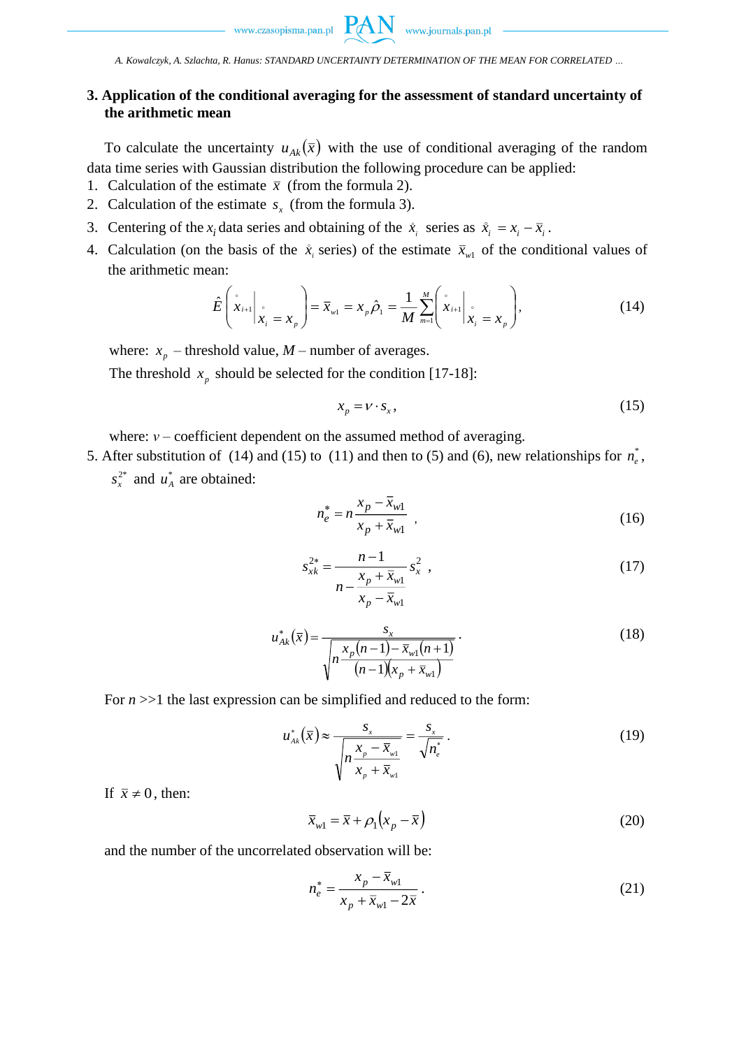## 3. Application of the conditional averaging for the assessment of standard uncertainty of the arithmetic mean

To calculate the uncertainty $u_{Ak}(\bar{x})$ with the use of conditional averaging of the random data time series with Gaussian distribution the following procedure can be applied:

1. Calculation of the estimate $\bar{x}$ (from the formula 2).
2. Calculation of the estimate $s_x$ (from the formula 3).
3. Centering of the $x_i$ data series and obtaining of the $\mathring{x}_i$ series as $\mathring{x}_i = x_i - \bar{x}_i$.
4. Calculation (on the basis of the $\mathring{x}_i$ series) of the estimate $\bar{x}_{w1}$ of the conditional values of the arithmetic mean:

$$\hat{E}\left(\mathring{x}_{i+1}\middle|\mathring{x}_i = x_p\right) = \bar{x}_{w1} = x_p \hat{\rho}_1 = \frac{1}{M}\sum_{m=1}^{M}\left(\mathring{x}_{i+1}\middle|\mathring{x}_i = x_p\right), \tag{14}$$

where: $x_p$ – threshold value, $M$ – number of averages.

The threshold $x_p$ should be selected for the condition [17-18]:

$$x_p = \nu \cdot s_x, \tag{15}$$

where: $\nu$ – coefficient dependent on the assumed method of averaging.

5. After substitution of (14) and (15) to (11) and then to (5) and (6), new relationships for $n_e^*$, $s_x^{2*}$ and $u_A^*$ are obtained:

$$n_e^* = n\frac{x_p - \bar{x}_{w1}}{x_p + \bar{x}_{w1}}, \tag{16}$$

$$s_{xk}^{2*} = \frac{n-1}{n - \dfrac{x_p + \bar{x}_{w1}}{x_p - \bar{x}_{w1}}} s_x^2, \tag{17}$$

$$u_{Ak}^*(\bar{x}) = \frac{s_x}{\sqrt{n\dfrac{x_p(n-1) - \bar{x}_{w1}(n+1)}{(n-1)(x_p + \bar{x}_{w1})}}}. \tag{18}$$

For $n$ >>1 the last expression can be simplified and reduced to the form:

$$u_{Ak}^*(\bar{x}) \approx \frac{s_x}{\sqrt{n\dfrac{x_p - \bar{x}_{w1}}{x_p + \bar{x}_{w1}}}} = \frac{s_x}{\sqrt{n_e^*}}. \tag{19}$$

If $\bar{x} \neq 0$, then:

$$\bar{x}_{w1} = \bar{x} + \rho_1(x_p - \bar{x}) \tag{20}$$

and the number of the uncorrelated observation will be:

$$n_e^* = \frac{x_p - \bar{x}_{w1}}{x_p + \bar{x}_{w1} - 2\bar{x}}. \tag{21}$$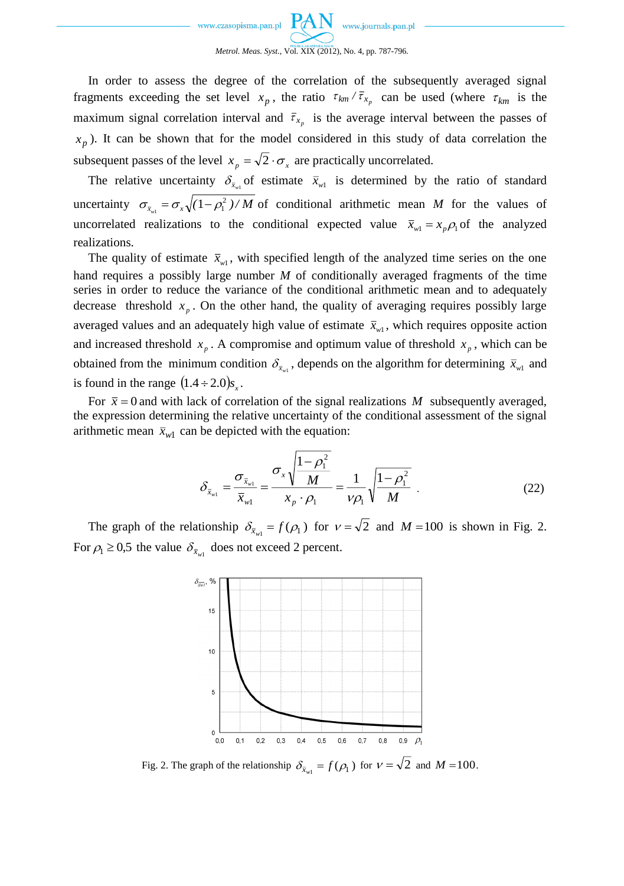In order to assess the degree of the correlation of the subsequently averaged signal fragments exceeding the set level $x_p$, the ratio $\tau_{km}/\bar{\tau}_{x_p}$ can be used (where $\tau_{km}$ is the maximum signal correlation interval and $\bar{\tau}_{x_p}$ is the average interval between the passes of $x_p$). It can be shown that for the model considered in this study of data correlation the subsequent passes of the level $x_p = \sqrt{2}\cdot\sigma_x$ are practically uncorrelated.

The relative uncertainty $\delta_{\bar{x}_{w1}}$ of estimate $\bar{x}_{w1}$ is determined by the ratio of standard uncertainty $\sigma_{\bar{x}_{w1}} = \sigma_x\sqrt{(1-\rho_1^2)/M}$ of conditional arithmetic mean $M$ for the values of uncorrelated realizations to the conditional expected value $\bar{x}_{w1} = x_p\rho_1$ of the analyzed realizations.

The quality of estimate $\bar{x}_{w1}$, with specified length of the analyzed time series on the one hand requires a possibly large number $M$ of conditionally averaged fragments of the time series in order to reduce the variance of the conditional arithmetic mean and to adequately decrease threshold $x_p$. On the other hand, the quality of averaging requires possibly large averaged values and an adequately high value of estimate $\bar{x}_{w1}$, which requires opposite action and increased threshold $x_p$. A compromise and optimum value of threshold $x_p$, which can be obtained from the minimum condition $\delta_{\bar{x}_{w1}}$, depends on the algorithm for determining $\bar{x}_{w1}$ and is found in the range $(1.4 \div 2.0)s_x$.

For $\bar{x} = 0$ and with lack of correlation of the signal realizations $M$ subsequently averaged, the expression determining the relative uncertainty of the conditional assessment of the signal arithmetic mean $\bar{x}_{w1}$ can be depicted with the equation:

$$\delta_{\bar{x}_{w1}} = \frac{\sigma_{\bar{x}_{w1}}}{\bar{x}_{w1}} = \frac{\sigma_x\sqrt{\dfrac{1-\rho_1^2}{M}}}{x_p\cdot\rho_1} = \frac{1}{\nu\rho_1}\sqrt{\frac{1-\rho_1^2}{M}}\,. \tag{22}$$

The graph of the relationship $\delta_{\bar{x}_{w1}} = f(\rho_1)$ for $\nu = \sqrt{2}$ and $M = 100$ is shown in Fig. 2. For $\rho_1 \geq 0{,}5$ the value $\delta_{\bar{x}_{w1}}$ does not exceed 2 percent.

Fig. 2. The graph of the relationship $\delta_{\bar{x}_{w1}} = f(\rho_1)$ for $\nu = \sqrt{2}$ and $M = 100$.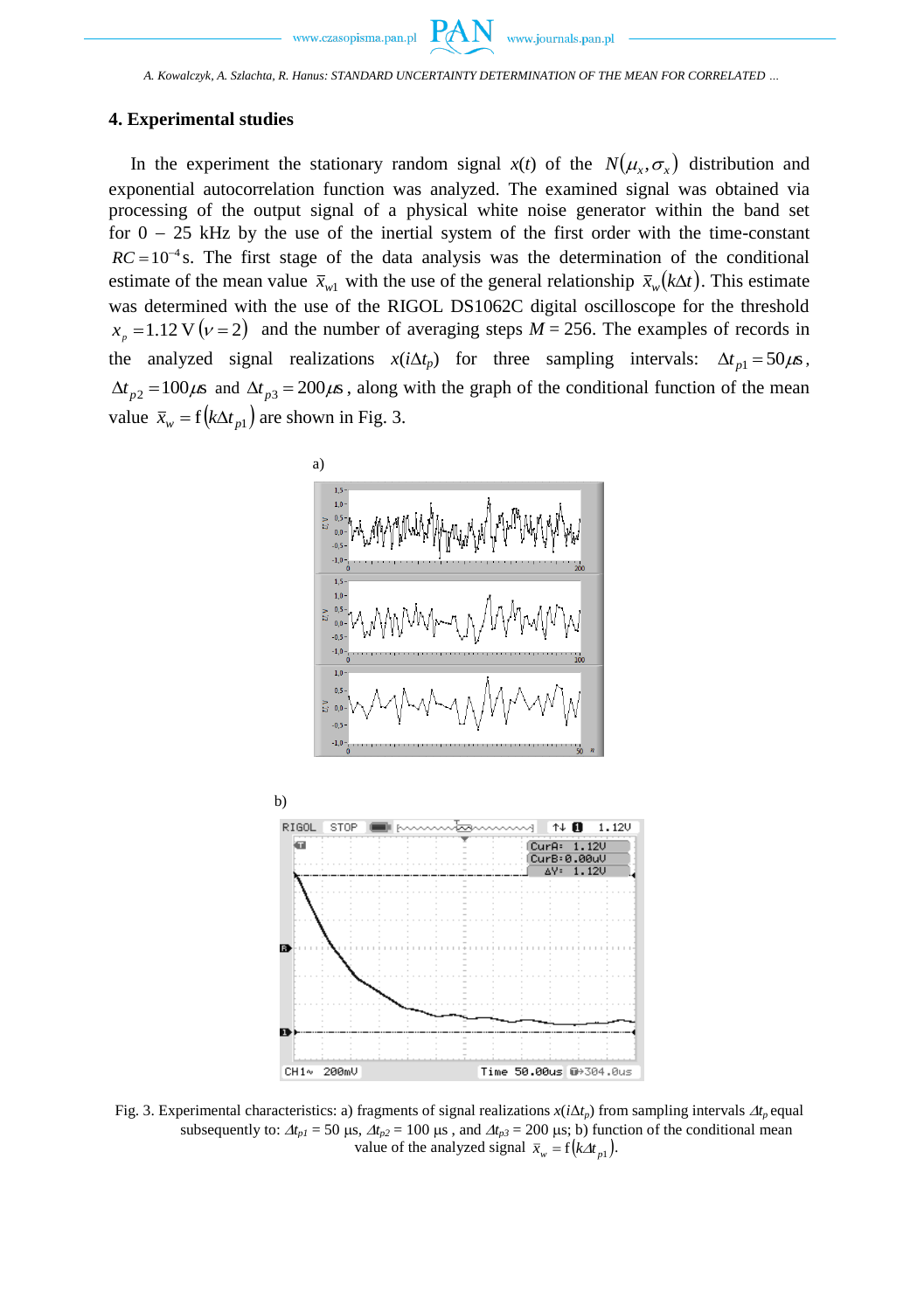## 4. Experimental studies

In the experiment the stationary random signal $x(t)$ of the $N(\mu_x, \sigma_x)$ distribution and exponential autocorrelation function was analyzed. The examined signal was obtained via processing of the output signal of a physical white noise generator within the band set for 0 – 25 kHz by the use of the inertial system of the first order with the time-constant $RC = 10^{-4}$ s. The first stage of the data analysis was the determination of the conditional estimate of the mean value $\bar{x}_{w1}$ with the use of the general relationship $\bar{x}_w(k\Delta t)$. This estimate was determined with the use of the RIGOL DS1062C digital oscilloscope for the threshold $x_p = 1.12$ V $(\nu = 2)$ and the number of averaging steps $M = 256$. The examples of records in the analyzed signal realizations $x(i\Delta t_p)$ for three sampling intervals: $\Delta t_{p1} = 50\mu s$, $\Delta t_{p2} = 100\mu s$ and $\Delta t_{p3} = 200\mu s$, along with the graph of the conditional function of the mean value $\bar{x}_w = f(k\Delta t_{p1})$ are shown in Fig. 3.

a)

b)

Fig. 3. Experimental characteristics: a) fragments of signal realizations $x(i\Delta t_p)$ from sampling intervals $\Delta t_p$ equal subsequently to: $\Delta t_{p1} = 50$ µs, $\Delta t_{p2} = 100$ µs , and $\Delta t_{p3} = 200$ µs; b) function of the conditional mean value of the analyzed signal $\bar{x}_w = f(k\Delta t_{p1})$.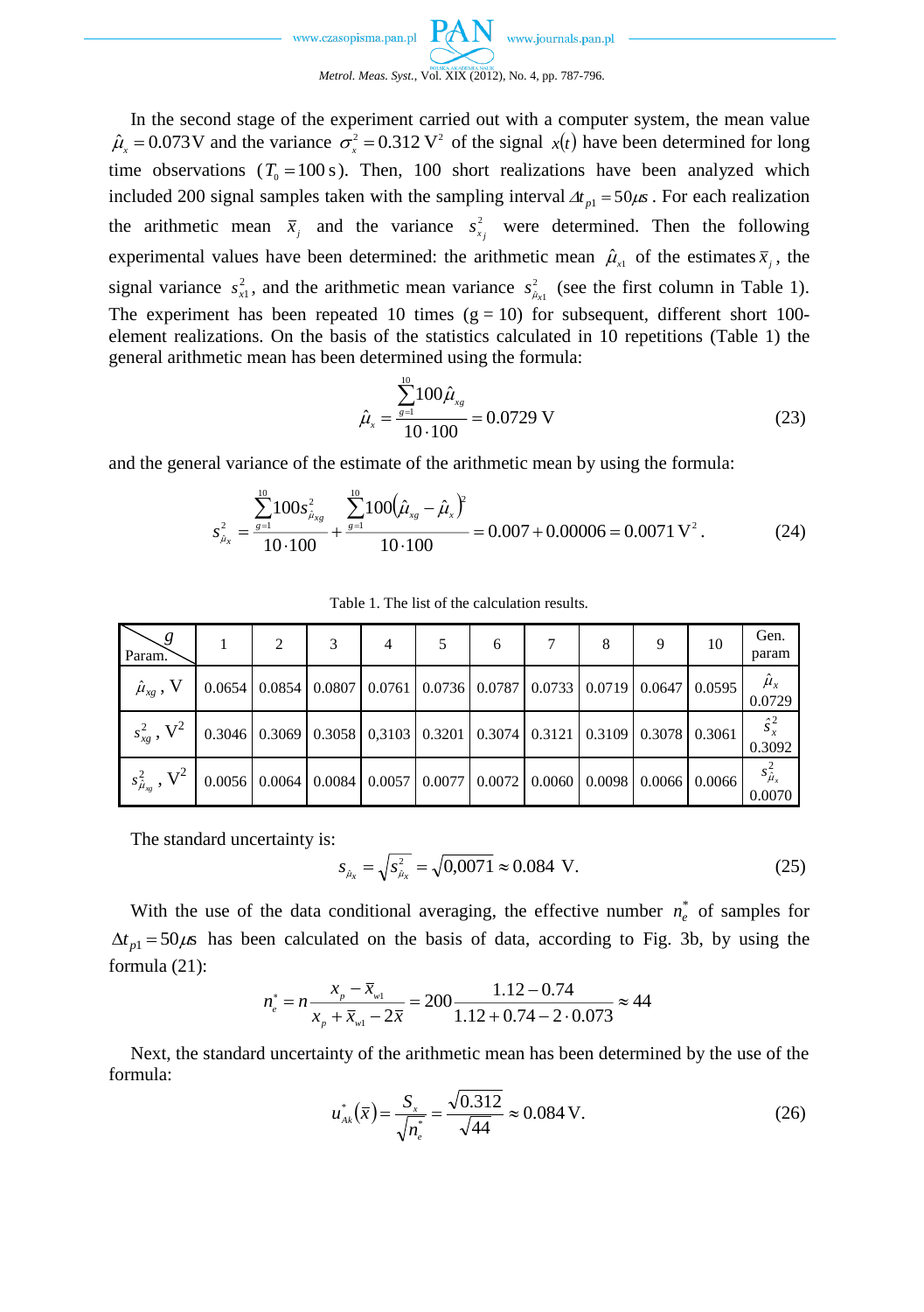In the second stage of the experiment carried out with a computer system, the mean value $\hat{\mu}_x = 0.073\,\text{V}$ and the variance $\sigma_x^2 = 0.312\ \text{V}^2$ of the signal $x(t)$ have been determined for long time observations ($T_0 = 100\,\text{s}$). Then, 100 short realizations have been analyzed which included 200 signal samples taken with the sampling interval $\Delta t_{p1} = 50\mu s$. For each realization the arithmetic mean $\bar{x}_j$ and the variance $s_{x_j}^2$ were determined. Then the following experimental values have been determined: the arithmetic mean $\hat{\mu}_{x1}$ of the estimates $\bar{x}_j$, the signal variance $s_{x1}^2$, and the arithmetic mean variance $s_{\hat{\mu}_{x1}}^2$ (see the first column in Table 1). The experiment has been repeated 10 times (g = 10) for subsequent, different short 100-element realizations. On the basis of the statistics calculated in 10 repetitions (Table 1) the general arithmetic mean has been determined using the formula:

$$\hat{\mu}_x = \frac{\sum_{g=1}^{10} 100\hat{\mu}_{xg}}{10 \cdot 100} = 0.0729\ \text{V} \tag{23}$$

and the general variance of the estimate of the arithmetic mean by using the formula:

$$s_{\hat{\mu}_x}^2 = \frac{\sum_{g=1}^{10} 100 s_{\hat{\mu}_{xg}}^2}{10 \cdot 100} + \frac{\sum_{g=1}^{10} 100\left(\hat{\mu}_{xg} - \hat{\mu}_x\right)^2}{10 \cdot 100} = 0.007 + 0.00006 = 0.0071\ \text{V}^2. \tag{24}$$

Table 1. The list of the calculation results.

| Param. \ $g$ | 1 | 2 | 3 | 4 | 5 | 6 | 7 | 8 | 9 | 10 | Gen. param |
|---|---|---|---|---|---|---|---|---|---|---|---|
| $\hat{\mu}_{xg}$, V | 0.0654 | 0.0854 | 0.0807 | 0.0761 | 0.0736 | 0.0787 | 0.0733 | 0.0719 | 0.0647 | 0.0595 | $\hat{\mu}_x$ 0.0729 |
| $s_{xg}^2$, $\text{V}^2$ | 0.3046 | 0.3069 | 0.3058 | 0,3103 | 0.3201 | 0.3074 | 0.3121 | 0.3109 | 0.3078 | 0.3061 | $\hat{s}_x^2$ 0.3092 |
| $s_{\hat{\mu}_{xg}}^2$, $\text{V}^2$ | 0.0056 | 0.0064 | 0.0084 | 0.0057 | 0.0077 | 0.0072 | 0.0060 | 0.0098 | 0.0066 | 0.0066 | $s_{\hat{\mu}_x}^2$ 0.0070 |

The standard uncertainty is:

$$s_{\hat{\mu}_x} = \sqrt{s_{\hat{\mu}_x}^2} = \sqrt{0,0071} \approx 0.084\ \text{V}. \tag{25}$$

With the use of the data conditional averaging, the effective number $n_e^*$ of samples for $\Delta t_{p1} = 50\mu s$ has been calculated on the basis of data, according to Fig. 3b, by using the formula (21):

$$n_e^* = n\frac{x_p - \bar{x}_{w1}}{x_p + \bar{x}_{w1} - 2\bar{x}} = 200\frac{1.12 - 0.74}{1.12 + 0.74 - 2 \cdot 0.073} \approx 44$$

Next, the standard uncertainty of the arithmetic mean has been determined by the use of the formula:

$$u_{Ak}^*(\bar{x}) = \frac{S_x}{\sqrt{n_e^*}} = \frac{\sqrt{0.312}}{\sqrt{44}} \approx 0.084\,\text{V}. \tag{26}$$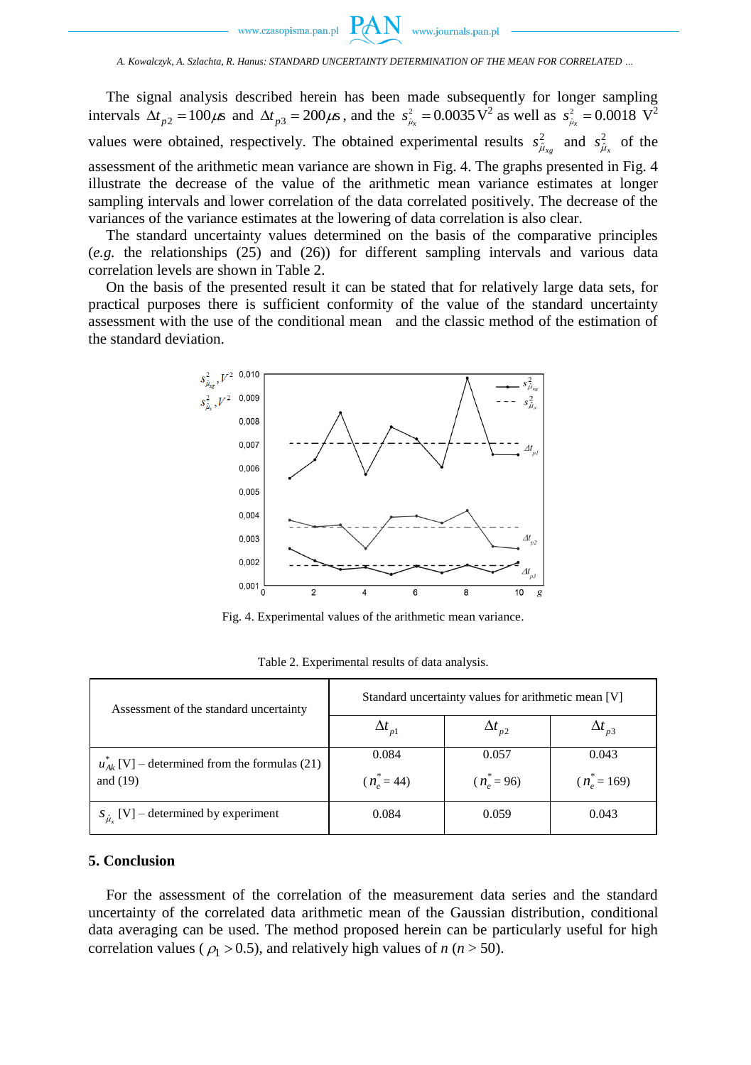The signal analysis described herein has been made subsequently for longer sampling intervals $\Delta t_{p2} = 100\mu s$ and $\Delta t_{p3} = 200\mu s$, and the $s^2_{\hat{\mu}_x} = 0.0035\ \text{V}^2$ as well as $s^2_{\hat{\mu}_x} = 0.0018\ \text{V}^2$ values were obtained, respectively. The obtained experimental results $s^2_{\hat{\mu}_{xg}}$ and $s^2_{\hat{\mu}_x}$ of the assessment of the arithmetic mean variance are shown in Fig. 4. The graphs presented in Fig. 4 illustrate the decrease of the value of the arithmetic mean variance estimates at longer sampling intervals and lower correlation of the data correlated positively. The decrease of the variances of the variance estimates at the lowering of data correlation is also clear.

The standard uncertainty values determined on the basis of the comparative principles (*e.g.* the relationships (25) and (26)) for different sampling intervals and various data correlation levels are shown in Table 2.

On the basis of the presented result it can be stated that for relatively large data sets, for practical purposes there is sufficient conformity of the value of the standard uncertainty assessment with the use of the conditional mean and the classic method of the estimation of the standard deviation.

Fig. 4. Experimental values of the arithmetic mean variance.

Table 2. Experimental results of data analysis.

| Assessment of the standard uncertainty | Standard uncertainty values for arithmetic mean [V] | | |
|---|---|---|---|
| | $\Delta t_{p1}$ | $\Delta t_{p2}$ | $\Delta t_{p3}$ |
| $u^*_{Ak}$ [V] – determined from the formulas (21) and (19) | 0.084 ($n^*_e = 44$) | 0.057 ($n^*_e = 96$) | 0.043 ($n^*_e = 169$) |
| $s_{\hat{\mu}_x}$ [V] – determined by experiment | 0.084 | 0.059 | 0.043 |

## 5. Conclusion

For the assessment of the correlation of the measurement data series and the standard uncertainty of the correlated data arithmetic mean of the Gaussian distribution, conditional data averaging can be used. The method proposed herein can be particularly useful for high correlation values ($\rho_1 > 0.5$), and relatively high values of $n$ ($n > 50$).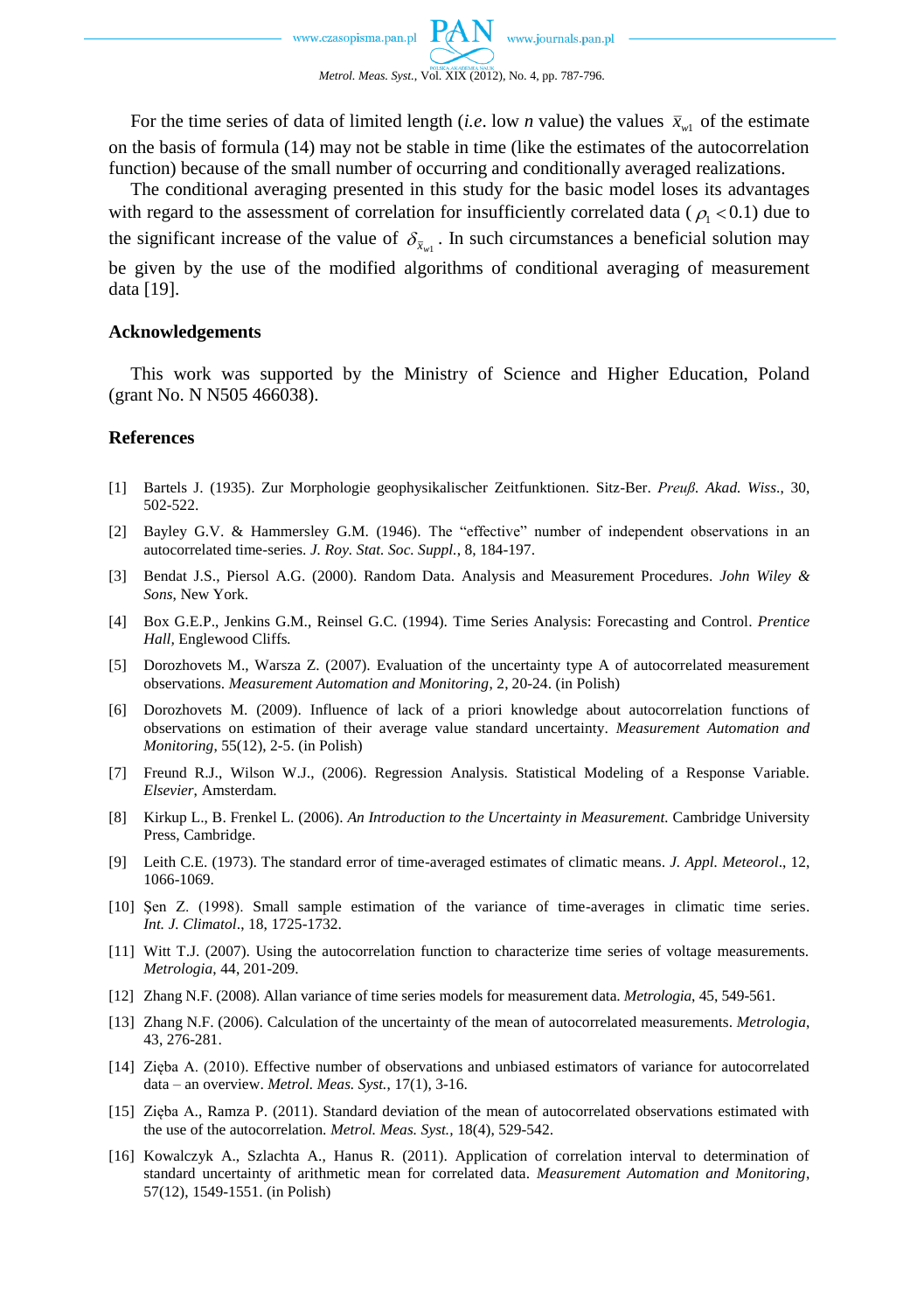For the time series of data of limited length (*i.e*. low *n* value) the values $\bar{x}_{w1}$ of the estimate on the basis of formula (14) may not be stable in time (like the estimates of the autocorrelation function) because of the small number of occurring and conditionally averaged realizations.

The conditional averaging presented in this study for the basic model loses its advantages with regard to the assessment of correlation for insufficiently correlated data ($\rho_1 < 0.1$) due to the significant increase of the value of $\delta_{\bar{x}_{w1}}$. In such circumstances a beneficial solution may be given by the use of the modified algorithms of conditional averaging of measurement data [19].

## Acknowledgements

This work was supported by the Ministry of Science and Higher Education, Poland (grant No. N N505 466038).

## References

[1] Bartels J. (1935). Zur Morphologie geophysikalischer Zeitfunktionen. Sitz-Ber. *Preuß. Akad. Wiss*., 30, 502-522.

[2] Bayley G.V. & Hammersley G.M. (1946). The "effective" number of independent observations in an autocorrelated time-series. *J. Roy. Stat. Soc. Suppl.*, 8, 184-197.

[3] Bendat J.S., Piersol A.G. (2000). Random Data. Analysis and Measurement Procedures. *John Wiley & Sons*, New York.

[4] Box G.E.P., Jenkins G.M., Reinsel G.C. (1994). Time Series Analysis: Forecasting and Control. *Prentice Hall,* Englewood Cliffs*.*

[5] Dorozhovets M., Warsza Z. (2007). Evaluation of the uncertainty type A of autocorrelated measurement observations. *Measurement Automation and Monitoring*, 2, 20-24. (in Polish)

[6] Dorozhovets M. (2009). Influence of lack of a priori knowledge about autocorrelation functions of observations on estimation of their average value standard uncertainty. *Measurement Automation and Monitoring*, 55(12), 2-5. (in Polish)

[7] Freund R.J., Wilson W.J., (2006). Regression Analysis. Statistical Modeling of a Response Variable. *Elsevier*, Amsterdam.

[8] Kirkup L., B. Frenkel L. (2006). *An Introduction to the Uncertainty in Measurement.* Cambridge University Press, Cambridge.

[9] Leith C.E. (1973). The standard error of time-averaged estimates of climatic means. *J. Appl. Meteorol*., 12, 1066-1069.

[10] Şen Z. (1998). Small sample estimation of the variance of time-averages in climatic time series. *Int. J. Climatol*., 18, 1725-1732.

[11] Witt T.J. (2007). Using the autocorrelation function to characterize time series of voltage measurements. *Metrologia*, 44, 201-209.

[12] Zhang N.F. (2008). Allan variance of time series models for measurement data. *Metrologia*, 45, 549-561.

[13] Zhang N.F. (2006). Calculation of the uncertainty of the mean of autocorrelated measurements. *Metrologia*, 43, 276-281.

[14] Zięba A. (2010). Effective number of observations and unbiased estimators of variance for autocorrelated data – an overview. *Metrol. Meas. Syst.*, 17(1), 3-16.

[15] Zięba A., Ramza P. (2011). Standard deviation of the mean of autocorrelated observations estimated with the use of the autocorrelation. *Metrol. Meas. Syst.*, 18(4), 529-542.

[16] Kowalczyk A., Szlachta A., Hanus R. (2011). Application of correlation interval to determination of standard uncertainty of arithmetic mean for correlated data. *Measurement Automation and Monitoring*, 57(12), 1549-1551. (in Polish)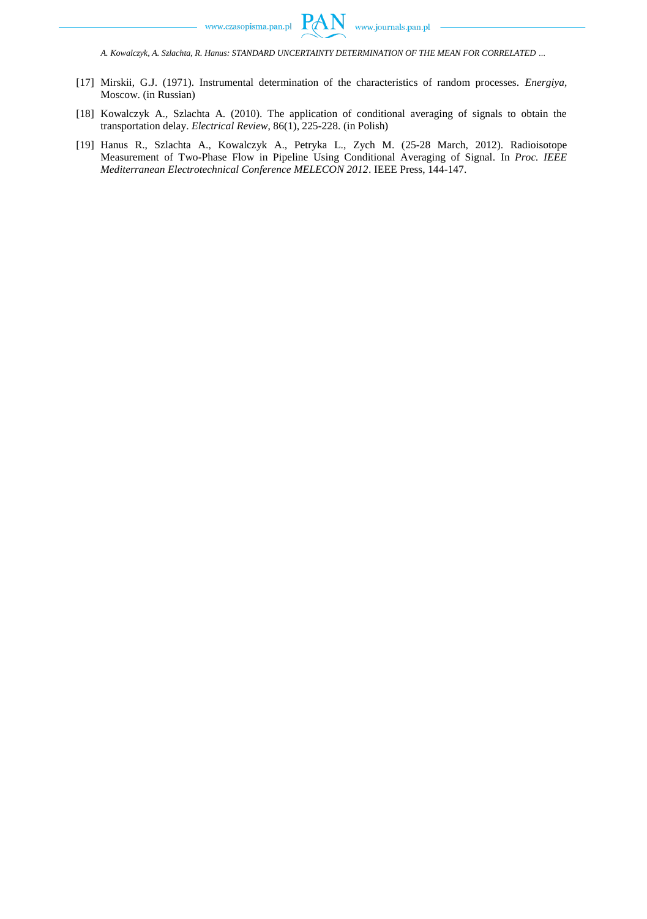[17] Mirskii, G.J. (1971). Instrumental determination of the characteristics of random processes. *Energiya*, Moscow. (in Russian)

[18] Kowalczyk A., Szlachta A. (2010). The application of conditional averaging of signals to obtain the transportation delay. *Electrical Review*, 86(1), 225-228. (in Polish)

[19] Hanus R., Szlachta A., Kowalczyk A., Petryka L., Zych M. (25-28 March, 2012). Radioisotope Measurement of Two-Phase Flow in Pipeline Using Conditional Averaging of Signal. In *Proc. IEEE Mediterranean Electrotechnical Conference MELECON 2012*. IEEE Press, 144-147.